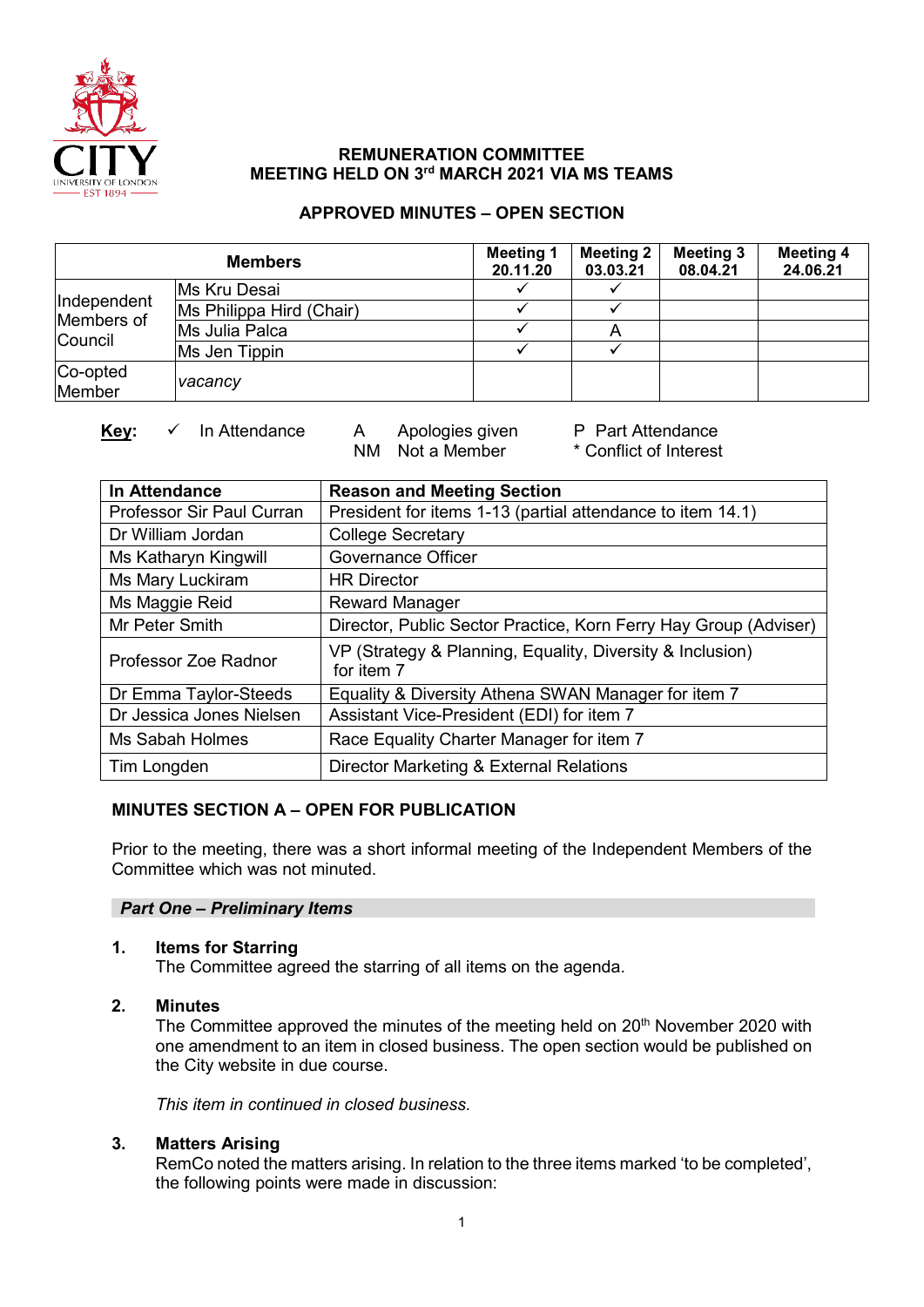**REMUNERATION COMMITTEE**
**MEETING HELD ON 3rd MARCH 2021 VIA MS TEAMS**

**APPROVED MINUTES – OPEN SECTION**

| Members | | Meeting 1 20.11.20 | Meeting 2 03.03.21 | Meeting 3 08.04.21 | Meeting 4 24.06.21 |
|---|---|---|---|---|---|
| Independent Members of Council | Ms Kru Desai | ✓ | ✓ | | |
| | Ms Philippa Hird (Chair) | ✓ | ✓ | | |
| | Ms Julia Palca | ✓ | A | | |
| | Ms Jen Tippin | ✓ | ✓ | | |
| Co-opted Member | *vacancy* | | | | |

**Key:** ✓ In Attendance A Apologies given P Part Attendance
NM Not a Member * Conflict of Interest

| In Attendance | Reason and Meeting Section |
|---|---|
| Professor Sir Paul Curran | President for items 1-13 (partial attendance to item 14.1) |
| Dr William Jordan | College Secretary |
| Ms Katharyn Kingwill | Governance Officer |
| Ms Mary Luckiram | HR Director |
| Ms Maggie Reid | Reward Manager |
| Mr Peter Smith | Director, Public Sector Practice, Korn Ferry Hay Group (Adviser) |
| Professor Zoe Radnor | VP (Strategy & Planning, Equality, Diversity & Inclusion) for item 7 |
| Dr Emma Taylor-Steeds | Equality & Diversity Athena SWAN Manager for item 7 |
| Dr Jessica Jones Nielsen | Assistant Vice-President (EDI) for item 7 |
| Ms Sabah Holmes | Race Equality Charter Manager for item 7 |
| Tim Longden | Director Marketing & External Relations |

**MINUTES SECTION A – OPEN FOR PUBLICATION**

Prior to the meeting, there was a short informal meeting of the Independent Members of the Committee which was not minuted.

***Part One – Preliminary Items***

**1. Items for Starring**
The Committee agreed the starring of all items on the agenda.

**2. Minutes**
The Committee approved the minutes of the meeting held on 20th November 2020 with one amendment to an item in closed business. The open section would be published on the City website in due course.

*This item in continued in closed business.*

**3. Matters Arising**
RemCo noted the matters arising. In relation to the three items marked 'to be completed', the following points were made in discussion: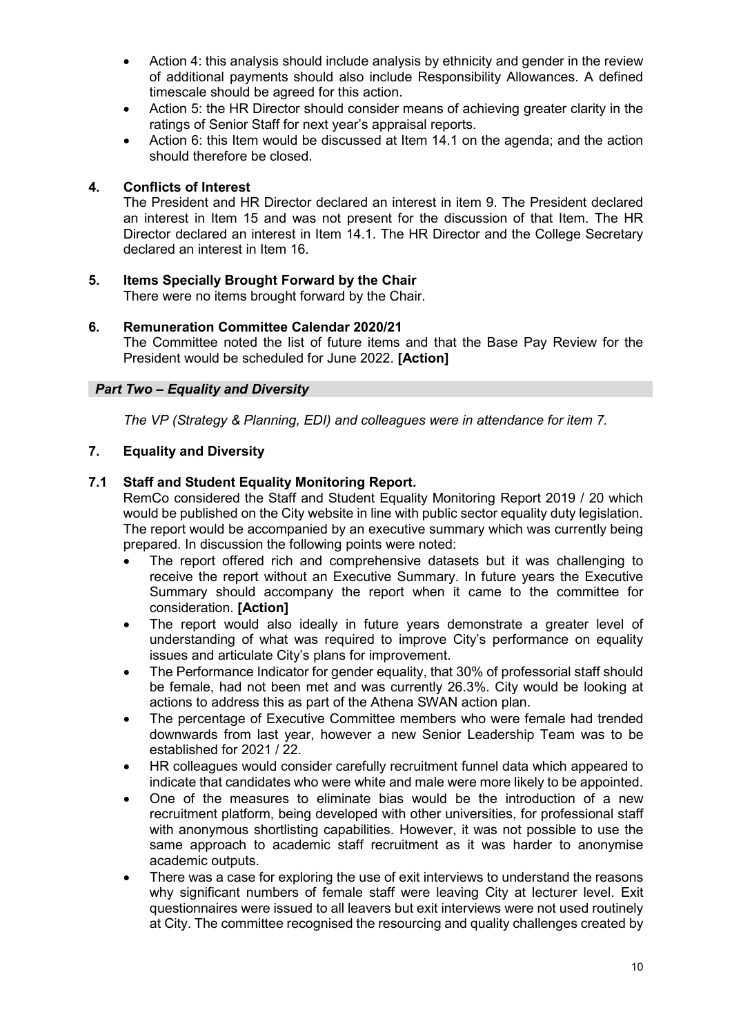- Action 4: this analysis should include analysis by ethnicity and gender in the review of additional payments should also include Responsibility Allowances. A defined timescale should be agreed for this action.
- Action 5: the HR Director should consider means of achieving greater clarity in the ratings of Senior Staff for next year's appraisal reports.
- Action 6: this Item would be discussed at Item 14.1 on the agenda; and the action should therefore be closed.

## 4. Conflicts of Interest

The President and HR Director declared an interest in item 9. The President declared an interest in Item 15 and was not present for the discussion of that Item. The HR Director declared an interest in Item 14.1. The HR Director and the College Secretary declared an interest in Item 16.

## 5. Items Specially Brought Forward by the Chair

There were no items brought forward by the Chair.

## 6. Remuneration Committee Calendar 2020/21

The Committee noted the list of future items and that the Base Pay Review for the President would be scheduled for June 2022. **[Action]**

## *Part Two – Equality and Diversity*

*The VP (Strategy & Planning, EDI) and colleagues were in attendance for item 7.*

## 7. Equality and Diversity

### 7.1 Staff and Student Equality Monitoring Report.

RemCo considered the Staff and Student Equality Monitoring Report 2019 / 20 which would be published on the City website in line with public sector equality duty legislation. The report would be accompanied by an executive summary which was currently being prepared. In discussion the following points were noted:

- The report offered rich and comprehensive datasets but it was challenging to receive the report without an Executive Summary. In future years the Executive Summary should accompany the report when it came to the committee for consideration. **[Action]**
- The report would also ideally in future years demonstrate a greater level of understanding of what was required to improve City's performance on equality issues and articulate City's plans for improvement.
- The Performance Indicator for gender equality, that 30% of professorial staff should be female, had not been met and was currently 26.3%. City would be looking at actions to address this as part of the Athena SWAN action plan.
- The percentage of Executive Committee members who were female had trended downwards from last year, however a new Senior Leadership Team was to be established for 2021 / 22.
- HR colleagues would consider carefully recruitment funnel data which appeared to indicate that candidates who were white and male were more likely to be appointed.
- One of the measures to eliminate bias would be the introduction of a new recruitment platform, being developed with other universities, for professional staff with anonymous shortlisting capabilities. However, it was not possible to use the same approach to academic staff recruitment as it was harder to anonymise academic outputs.
- There was a case for exploring the use of exit interviews to understand the reasons why significant numbers of female staff were leaving City at lecturer level. Exit questionnaires were issued to all leavers but exit interviews were not used routinely at City. The committee recognised the resourcing and quality challenges created by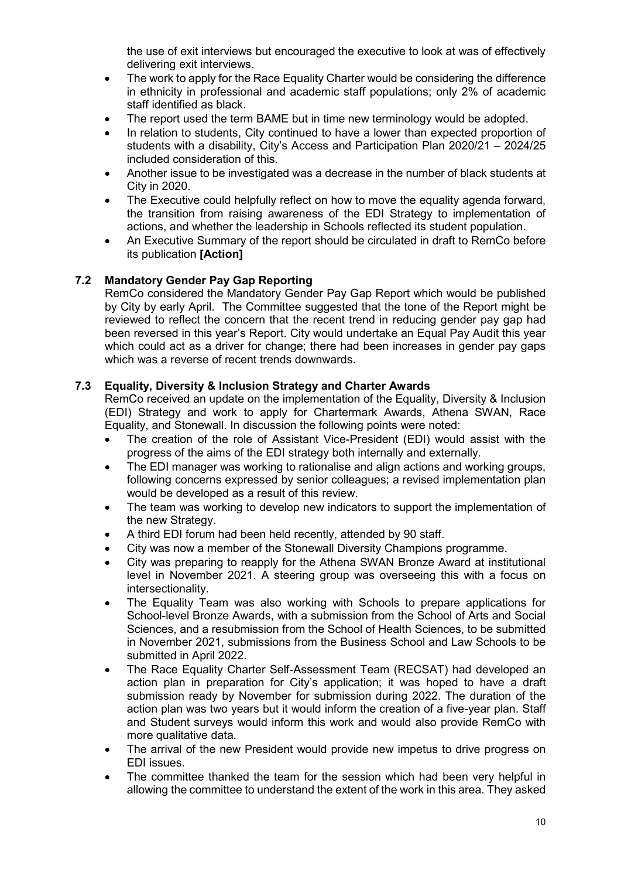the use of exit interviews but encouraged the executive to look at was of effectively delivering exit interviews.

- The work to apply for the Race Equality Charter would be considering the difference in ethnicity in professional and academic staff populations; only 2% of academic staff identified as black.
- The report used the term BAME but in time new terminology would be adopted.
- In relation to students, City continued to have a lower than expected proportion of students with a disability, City's Access and Participation Plan 2020/21 – 2024/25 included consideration of this.
- Another issue to be investigated was a decrease in the number of black students at City in 2020.
- The Executive could helpfully reflect on how to move the equality agenda forward, the transition from raising awareness of the EDI Strategy to implementation of actions, and whether the leadership in Schools reflected its student population.
- An Executive Summary of the report should be circulated in draft to RemCo before its publication **[Action]**

### 7.2 Mandatory Gender Pay Gap Reporting

RemCo considered the Mandatory Gender Pay Gap Report which would be published by City by early April. The Committee suggested that the tone of the Report might be reviewed to reflect the concern that the recent trend in reducing gender pay gap had been reversed in this year's Report. City would undertake an Equal Pay Audit this year which could act as a driver for change; there had been increases in gender pay gaps which was a reverse of recent trends downwards.

### 7.3 Equality, Diversity & Inclusion Strategy and Charter Awards

RemCo received an update on the implementation of the Equality, Diversity & Inclusion (EDI) Strategy and work to apply for Chartermark Awards, Athena SWAN, Race Equality, and Stonewall. In discussion the following points were noted:

- The creation of the role of Assistant Vice-President (EDI) would assist with the progress of the aims of the EDI strategy both internally and externally.
- The EDI manager was working to rationalise and align actions and working groups, following concerns expressed by senior colleagues; a revised implementation plan would be developed as a result of this review.
- The team was working to develop new indicators to support the implementation of the new Strategy.
- A third EDI forum had been held recently, attended by 90 staff.
- City was now a member of the Stonewall Diversity Champions programme.
- City was preparing to reapply for the Athena SWAN Bronze Award at institutional level in November 2021. A steering group was overseeing this with a focus on intersectionality.
- The Equality Team was also working with Schools to prepare applications for School-level Bronze Awards, with a submission from the School of Arts and Social Sciences, and a resubmission from the School of Health Sciences, to be submitted in November 2021, submissions from the Business School and Law Schools to be submitted in April 2022.
- The Race Equality Charter Self-Assessment Team (RECSAT) had developed an action plan in preparation for City's application; it was hoped to have a draft submission ready by November for submission during 2022. The duration of the action plan was two years but it would inform the creation of a five-year plan. Staff and Student surveys would inform this work and would also provide RemCo with more qualitative data.
- The arrival of the new President would provide new impetus to drive progress on EDI issues.
- The committee thanked the team for the session which had been very helpful in allowing the committee to understand the extent of the work in this area. They asked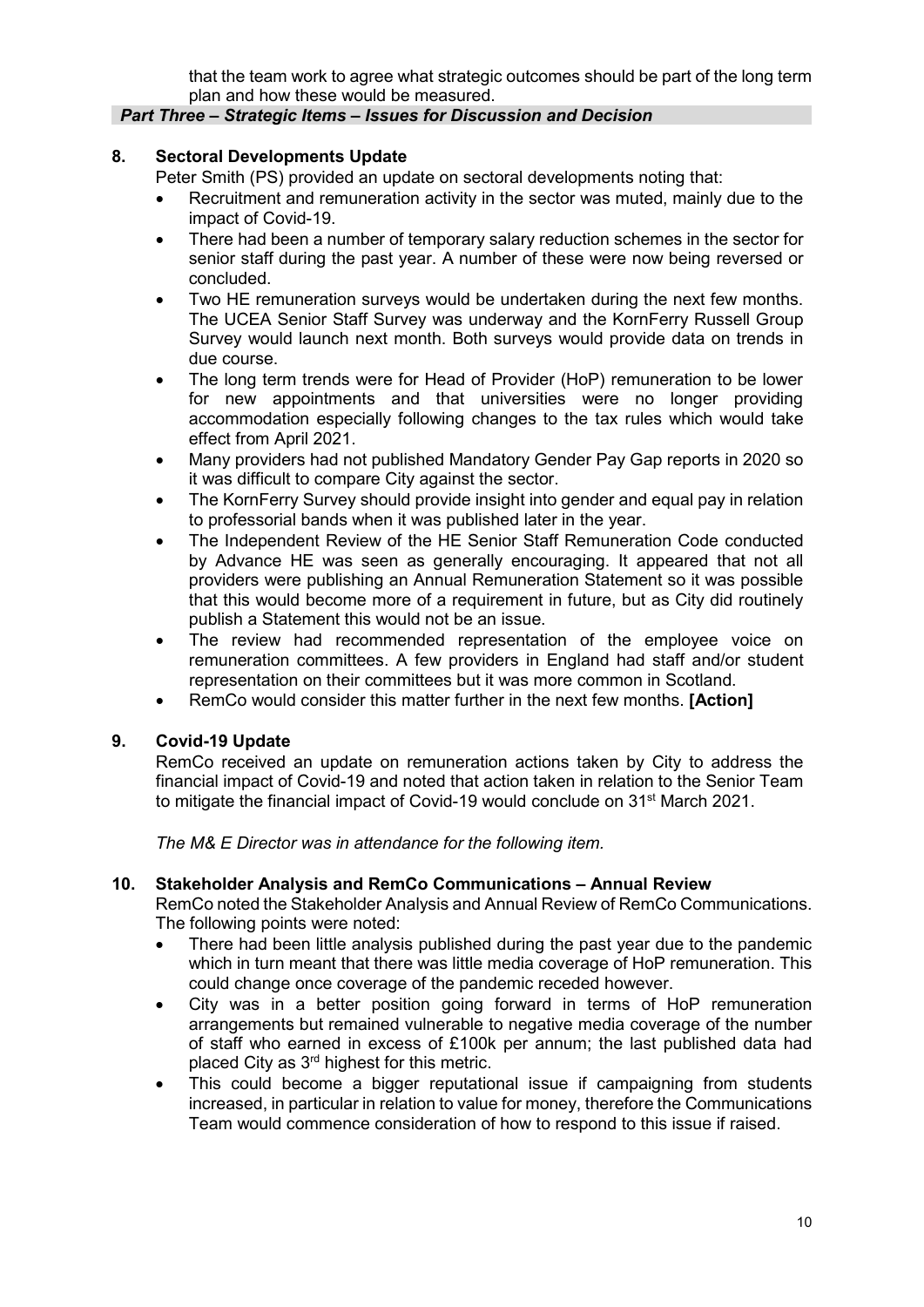that the team work to agree what strategic outcomes should be part of the long term plan and how these would be measured.

***Part Three – Strategic Items – Issues for Discussion and Decision***

## 8. Sectoral Developments Update

Peter Smith (PS) provided an update on sectoral developments noting that:

- Recruitment and remuneration activity in the sector was muted, mainly due to the impact of Covid-19.
- There had been a number of temporary salary reduction schemes in the sector for senior staff during the past year. A number of these were now being reversed or concluded.
- Two HE remuneration surveys would be undertaken during the next few months. The UCEA Senior Staff Survey was underway and the KornFerry Russell Group Survey would launch next month. Both surveys would provide data on trends in due course.
- The long term trends were for Head of Provider (HoP) remuneration to be lower for new appointments and that universities were no longer providing accommodation especially following changes to the tax rules which would take effect from April 2021.
- Many providers had not published Mandatory Gender Pay Gap reports in 2020 so it was difficult to compare City against the sector.
- The KornFerry Survey should provide insight into gender and equal pay in relation to professorial bands when it was published later in the year.
- The Independent Review of the HE Senior Staff Remuneration Code conducted by Advance HE was seen as generally encouraging. It appeared that not all providers were publishing an Annual Remuneration Statement so it was possible that this would become more of a requirement in future, but as City did routinely publish a Statement this would not be an issue.
- The review had recommended representation of the employee voice on remuneration committees. A few providers in England had staff and/or student representation on their committees but it was more common in Scotland.
- RemCo would consider this matter further in the next few months. **[Action]**

## 9. Covid-19 Update

RemCo received an update on remuneration actions taken by City to address the financial impact of Covid-19 and noted that action taken in relation to the Senior Team to mitigate the financial impact of Covid-19 would conclude on 31st March 2021.

*The M& E Director was in attendance for the following item.*

## 10. Stakeholder Analysis and RemCo Communications – Annual Review

RemCo noted the Stakeholder Analysis and Annual Review of RemCo Communications. The following points were noted:

- There had been little analysis published during the past year due to the pandemic which in turn meant that there was little media coverage of HoP remuneration. This could change once coverage of the pandemic receded however.
- City was in a better position going forward in terms of HoP remuneration arrangements but remained vulnerable to negative media coverage of the number of staff who earned in excess of £100k per annum; the last published data had placed City as 3rd highest for this metric.
- This could become a bigger reputational issue if campaigning from students increased, in particular in relation to value for money, therefore the Communications Team would commence consideration of how to respond to this issue if raised.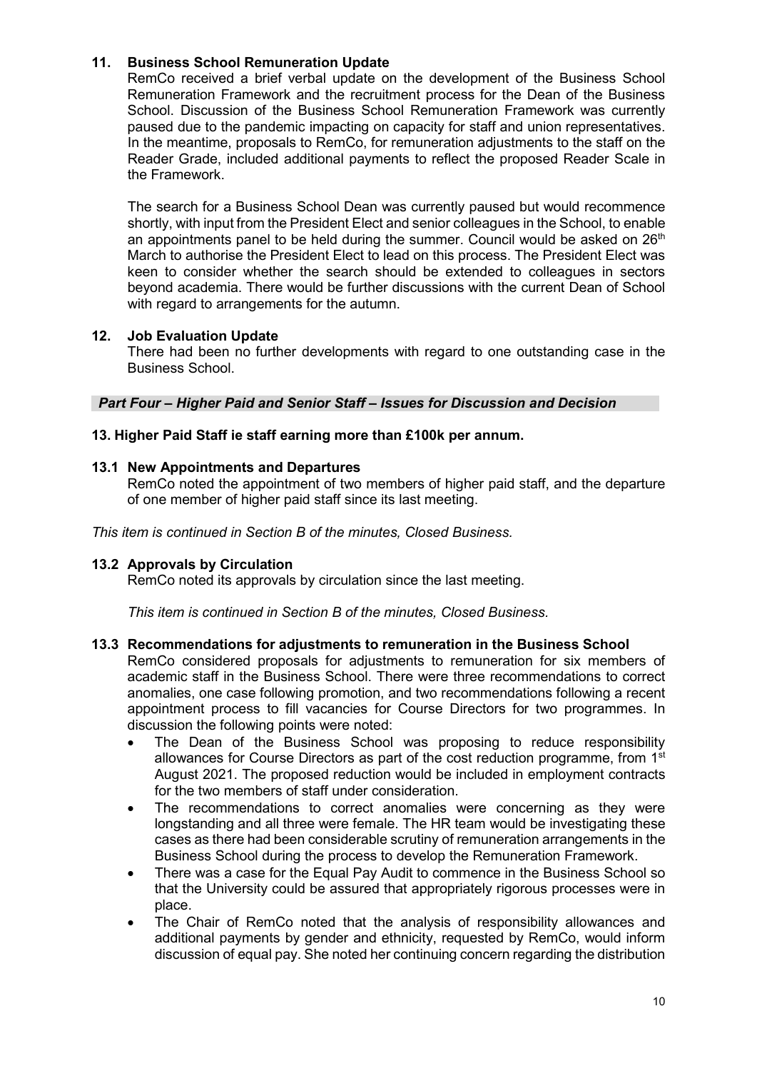## 11. Business School Remuneration Update

RemCo received a brief verbal update on the development of the Business School Remuneration Framework and the recruitment process for the Dean of the Business School. Discussion of the Business School Remuneration Framework was currently paused due to the pandemic impacting on capacity for staff and union representatives. In the meantime, proposals to RemCo, for remuneration adjustments to the staff on the Reader Grade, included additional payments to reflect the proposed Reader Scale in the Framework.

The search for a Business School Dean was currently paused but would recommence shortly, with input from the President Elect and senior colleagues in the School, to enable an appointments panel to be held during the summer. Council would be asked on 26th March to authorise the President Elect to lead on this process. The President Elect was keen to consider whether the search should be extended to colleagues in sectors beyond academia. There would be further discussions with the current Dean of School with regard to arrangements for the autumn.

## 12. Job Evaluation Update

There had been no further developments with regard to one outstanding case in the Business School.

### *Part Four – Higher Paid and Senior Staff – Issues for Discussion and Decision*

## 13. Higher Paid Staff ie staff earning more than £100k per annum.

### 13.1 New Appointments and Departures

RemCo noted the appointment of two members of higher paid staff, and the departure of one member of higher paid staff since its last meeting.

*This item is continued in Section B of the minutes, Closed Business.*

### 13.2 Approvals by Circulation

RemCo noted its approvals by circulation since the last meeting.

*This item is continued in Section B of the minutes, Closed Business.*

### 13.3 Recommendations for adjustments to remuneration in the Business School

RemCo considered proposals for adjustments to remuneration for six members of academic staff in the Business School. There were three recommendations to correct anomalies, one case following promotion, and two recommendations following a recent appointment process to fill vacancies for Course Directors for two programmes. In discussion the following points were noted:

- The Dean of the Business School was proposing to reduce responsibility allowances for Course Directors as part of the cost reduction programme, from 1st August 2021. The proposed reduction would be included in employment contracts for the two members of staff under consideration.
- The recommendations to correct anomalies were concerning as they were longstanding and all three were female. The HR team would be investigating these cases as there had been considerable scrutiny of remuneration arrangements in the Business School during the process to develop the Remuneration Framework.
- There was a case for the Equal Pay Audit to commence in the Business School so that the University could be assured that appropriately rigorous processes were in place.
- The Chair of RemCo noted that the analysis of responsibility allowances and additional payments by gender and ethnicity, requested by RemCo, would inform discussion of equal pay. She noted her continuing concern regarding the distribution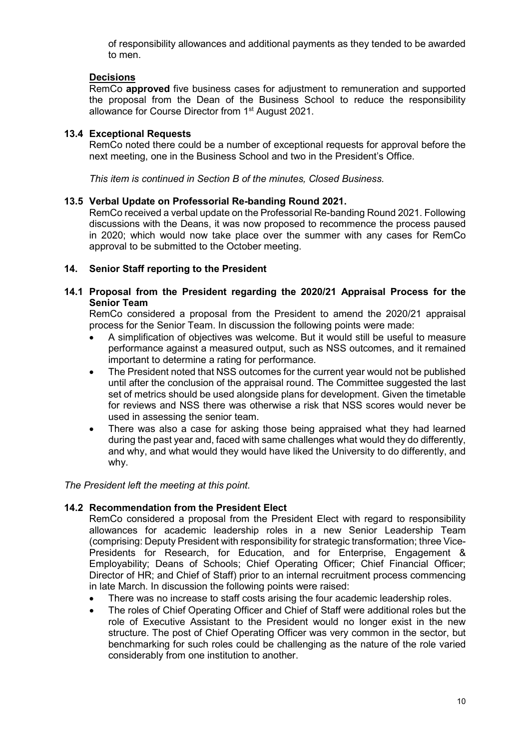of responsibility allowances and additional payments as they tended to be awarded to men.

**Decisions**

RemCo **approved** five business cases for adjustment to remuneration and supported the proposal from the Dean of the Business School to reduce the responsibility allowance for Course Director from 1st August 2021.

### 13.4 Exceptional Requests

RemCo noted there could be a number of exceptional requests for approval before the next meeting, one in the Business School and two in the President's Office.

*This item is continued in Section B of the minutes, Closed Business.*

### 13.5 Verbal Update on Professorial Re-banding Round 2021.

RemCo received a verbal update on the Professorial Re-banding Round 2021. Following discussions with the Deans, it was now proposed to recommence the process paused in 2020; which would now take place over the summer with any cases for RemCo approval to be submitted to the October meeting.

## 14. Senior Staff reporting to the President

### 14.1 Proposal from the President regarding the 2020/21 Appraisal Process for the Senior Team

RemCo considered a proposal from the President to amend the 2020/21 appraisal process for the Senior Team. In discussion the following points were made:

- A simplification of objectives was welcome. But it would still be useful to measure performance against a measured output, such as NSS outcomes, and it remained important to determine a rating for performance.
- The President noted that NSS outcomes for the current year would not be published until after the conclusion of the appraisal round. The Committee suggested the last set of metrics should be used alongside plans for development. Given the timetable for reviews and NSS there was otherwise a risk that NSS scores would never be used in assessing the senior team.
- There was also a case for asking those being appraised what they had learned during the past year and, faced with same challenges what would they do differently, and why, and what would they would have liked the University to do differently, and why.

*The President left the meeting at this point.*

### 14.2 Recommendation from the President Elect

RemCo considered a proposal from the President Elect with regard to responsibility allowances for academic leadership roles in a new Senior Leadership Team (comprising: Deputy President with responsibility for strategic transformation; three Vice-Presidents for Research, for Education, and for Enterprise, Engagement & Employability; Deans of Schools; Chief Operating Officer; Chief Financial Officer; Director of HR; and Chief of Staff) prior to an internal recruitment process commencing in late March. In discussion the following points were raised:

- There was no increase to staff costs arising the four academic leadership roles.
- The roles of Chief Operating Officer and Chief of Staff were additional roles but the role of Executive Assistant to the President would no longer exist in the new structure. The post of Chief Operating Officer was very common in the sector, but benchmarking for such roles could be challenging as the nature of the role varied considerably from one institution to another.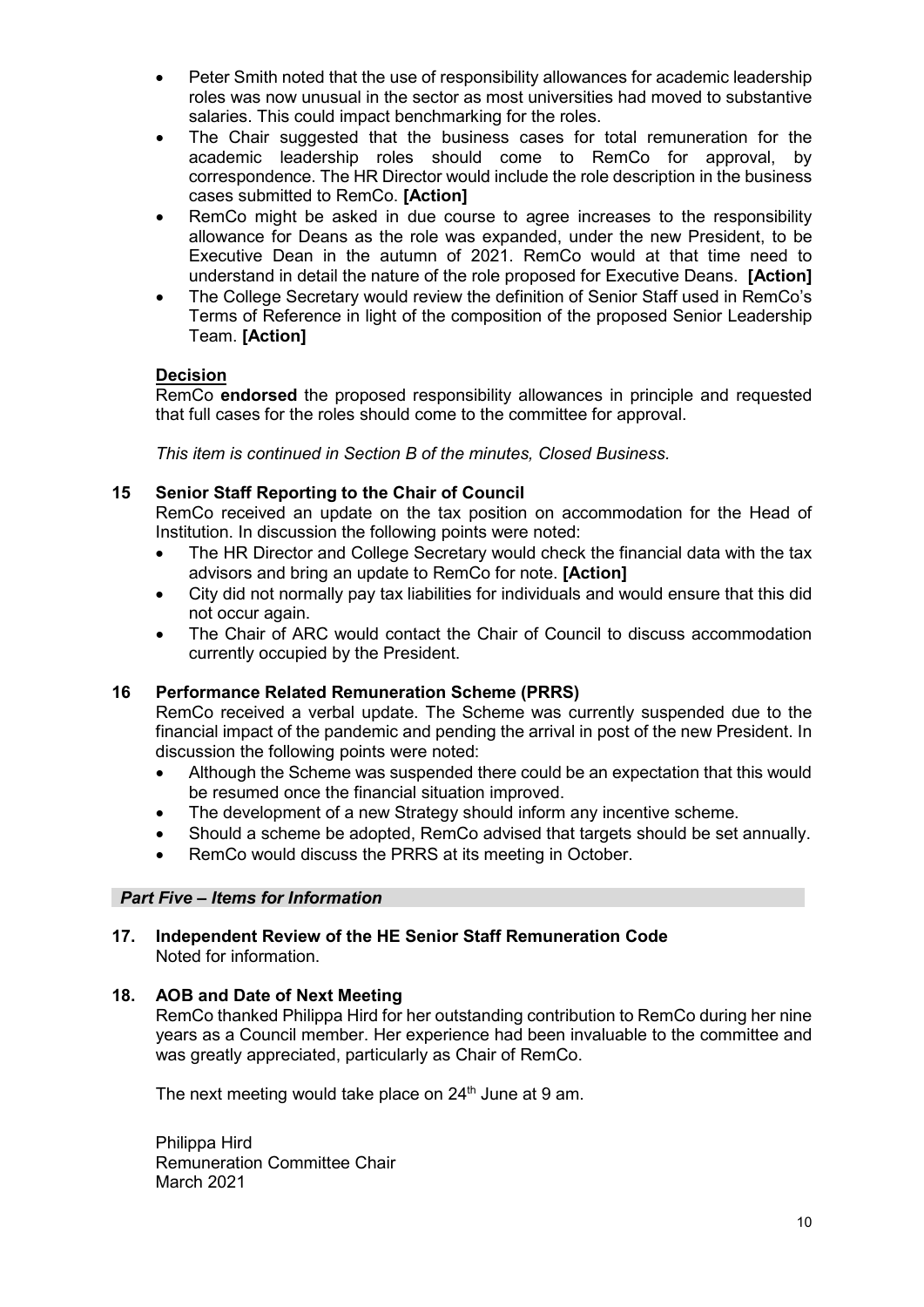- Peter Smith noted that the use of responsibility allowances for academic leadership roles was now unusual in the sector as most universities had moved to substantive salaries. This could impact benchmarking for the roles.
- The Chair suggested that the business cases for total remuneration for the academic leadership roles should come to RemCo for approval, by correspondence. The HR Director would include the role description in the business cases submitted to RemCo. **[Action]**
- RemCo might be asked in due course to agree increases to the responsibility allowance for Deans as the role was expanded, under the new President, to be Executive Dean in the autumn of 2021. RemCo would at that time need to understand in detail the nature of the role proposed for Executive Deans. **[Action]**
- The College Secretary would review the definition of Senior Staff used in RemCo's Terms of Reference in light of the composition of the proposed Senior Leadership Team. **[Action]**

**Decision**

RemCo **endorsed** the proposed responsibility allowances in principle and requested that full cases for the roles should come to the committee for approval.

*This item is continued in Section B of the minutes, Closed Business.*

### 15 Senior Staff Reporting to the Chair of Council

RemCo received an update on the tax position on accommodation for the Head of Institution. In discussion the following points were noted:

- The HR Director and College Secretary would check the financial data with the tax advisors and bring an update to RemCo for note. **[Action]**
- City did not normally pay tax liabilities for individuals and would ensure that this did not occur again.
- The Chair of ARC would contact the Chair of Council to discuss accommodation currently occupied by the President.

### 16 Performance Related Remuneration Scheme (PRRS)

RemCo received a verbal update. The Scheme was currently suspended due to the financial impact of the pandemic and pending the arrival in post of the new President. In discussion the following points were noted:

- Although the Scheme was suspended there could be an expectation that this would be resumed once the financial situation improved.
- The development of a new Strategy should inform any incentive scheme.
- Should a scheme be adopted, RemCo advised that targets should be set annually.
- RemCo would discuss the PRRS at its meeting in October.

## *Part Five – Items for Information*

### 17. Independent Review of the HE Senior Staff Remuneration Code

Noted for information.

### 18. AOB and Date of Next Meeting

RemCo thanked Philippa Hird for her outstanding contribution to RemCo during her nine years as a Council member. Her experience had been invaluable to the committee and was greatly appreciated, particularly as Chair of RemCo.

The next meeting would take place on 24th June at 9 am.

Philippa Hird
Remuneration Committee Chair
March 2021